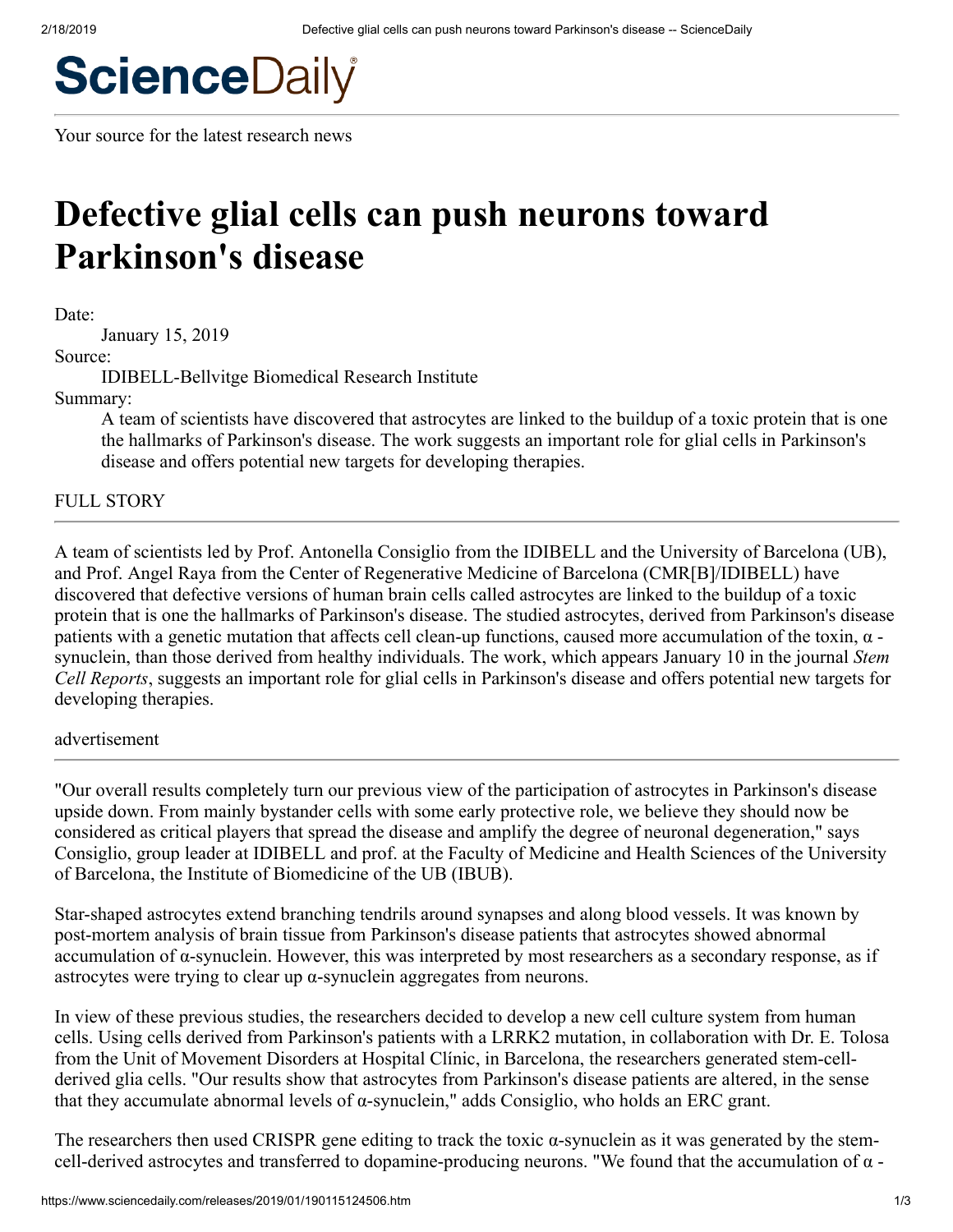# ScienceDaily

Your source for the latest research news

# Defective glial cells can push neurons toward Parkinson's disease

Date:
: January 15, 2019

Source:
: IDIBELL-Bellvitge Biomedical Research Institute

Summary:
: A team of scientists have discovered that astrocytes are linked to the buildup of a toxic protein that is one the hallmarks of Parkinson's disease. The work suggests an important role for glial cells in Parkinson's disease and offers potential new targets for developing therapies.

FULL STORY

A team of scientists led by Prof. Antonella Consiglio from the IDIBELL and the University of Barcelona (UB), and Prof. Angel Raya from the Center of Regenerative Medicine of Barcelona (CMR[B]/IDIBELL) have discovered that defective versions of human brain cells called astrocytes are linked to the buildup of a toxic protein that is one the hallmarks of Parkinson's disease. The studied astrocytes, derived from Parkinson's disease patients with a genetic mutation that affects cell clean-up functions, caused more accumulation of the toxin, α - synuclein, than those derived from healthy individuals. The work, which appears January 10 in the journal *Stem Cell Reports*, suggests an important role for glial cells in Parkinson's disease and offers potential new targets for developing therapies.

advertisement

"Our overall results completely turn our previous view of the participation of astrocytes in Parkinson's disease upside down. From mainly bystander cells with some early protective role, we believe they should now be considered as critical players that spread the disease and amplify the degree of neuronal degeneration," says Consiglio, group leader at IDIBELL and prof. at the Faculty of Medicine and Health Sciences of the University of Barcelona, the Institute of Biomedicine of the UB (IBUB).

Star-shaped astrocytes extend branching tendrils around synapses and along blood vessels. It was known by post-mortem analysis of brain tissue from Parkinson's disease patients that astrocytes showed abnormal accumulation of α-synuclein. However, this was interpreted by most researchers as a secondary response, as if astrocytes were trying to clear up α-synuclein aggregates from neurons.

In view of these previous studies, the researchers decided to develop a new cell culture system from human cells. Using cells derived from Parkinson's patients with a LRRK2 mutation, in collaboration with Dr. E. Tolosa from the Unit of Movement Disorders at Hospital Clínic, in Barcelona, the researchers generated stem-cell-derived glia cells. "Our results show that astrocytes from Parkinson's disease patients are altered, in the sense that they accumulate abnormal levels of α-synuclein," adds Consiglio, who holds an ERC grant.

The researchers then used CRISPR gene editing to track the toxic α-synuclein as it was generated by the stem-cell-derived astrocytes and transferred to dopamine-producing neurons. "We found that the accumulation of α -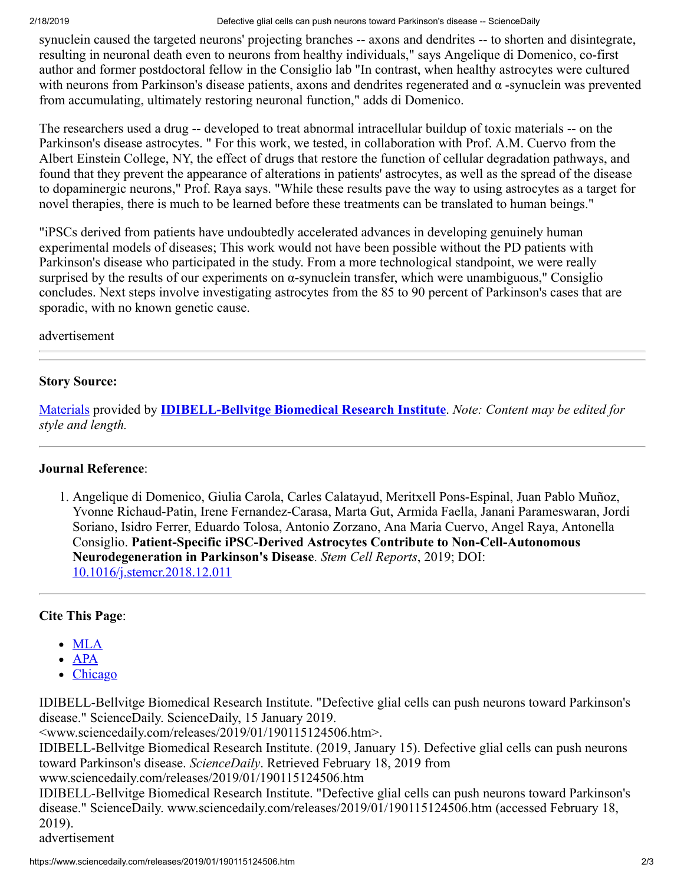synuclein caused the targeted neurons' projecting branches -- axons and dendrites -- to shorten and disintegrate, resulting in neuronal death even to neurons from healthy individuals," says Angelique di Domenico, co-first author and former postdoctoral fellow in the Consiglio lab "In contrast, when healthy astrocytes were cultured with neurons from Parkinson's disease patients, axons and dendrites regenerated and α -synuclein was prevented from accumulating, ultimately restoring neuronal function," adds di Domenico.

The researchers used a drug -- developed to treat abnormal intracellular buildup of toxic materials -- on the Parkinson's disease astrocytes. " For this work, we tested, in collaboration with Prof. A.M. Cuervo from the Albert Einstein College, NY, the effect of drugs that restore the function of cellular degradation pathways, and found that they prevent the appearance of alterations in patients' astrocytes, as well as the spread of the disease to dopaminergic neurons," Prof. Raya says. "While these results pave the way to using astrocytes as a target for novel therapies, there is much to be learned before these treatments can be translated to human beings."

"iPSCs derived from patients have undoubtedly accelerated advances in developing genuinely human experimental models of diseases; This work would not have been possible without the PD patients with Parkinson's disease who participated in the study. From a more technological standpoint, we were really surprised by the results of our experiments on α-synuclein transfer, which were unambiguous," Consiglio concludes. Next steps involve investigating astrocytes from the 85 to 90 percent of Parkinson's cases that are sporadic, with no known genetic cause.

advertisement

---

**Story Source:**

Materials provided by **IDIBELL-Bellvitge Biomedical Research Institute**. *Note: Content may be edited for style and length.*

---

**Journal Reference**:

1. Angelique di Domenico, Giulia Carola, Carles Calatayud, Meritxell Pons-Espinal, Juan Pablo Muñoz, Yvonne Richaud-Patin, Irene Fernandez-Carasa, Marta Gut, Armida Faella, Janani Parameswaran, Jordi Soriano, Isidro Ferrer, Eduardo Tolosa, Antonio Zorzano, Ana Maria Cuervo, Angel Raya, Antonella Consiglio. **Patient-Specific iPSC-Derived Astrocytes Contribute to Non-Cell-Autonomous Neurodegeneration in Parkinson's Disease**. *Stem Cell Reports*, 2019; DOI: 10.1016/j.stemcr.2018.12.011

---

**Cite This Page**:

- MLA
- APA
- Chicago

IDIBELL-Bellvitge Biomedical Research Institute. "Defective glial cells can push neurons toward Parkinson's disease." ScienceDaily. ScienceDaily, 15 January 2019. <www.sciencedaily.com/releases/2019/01/190115124506.htm>.
IDIBELL-Bellvitge Biomedical Research Institute. (2019, January 15). Defective glial cells can push neurons toward Parkinson's disease. *ScienceDaily*. Retrieved February 18, 2019 from www.sciencedaily.com/releases/2019/01/190115124506.htm
IDIBELL-Bellvitge Biomedical Research Institute. "Defective glial cells can push neurons toward Parkinson's disease." ScienceDaily. www.sciencedaily.com/releases/2019/01/190115124506.htm (accessed February 18, 2019).
advertisement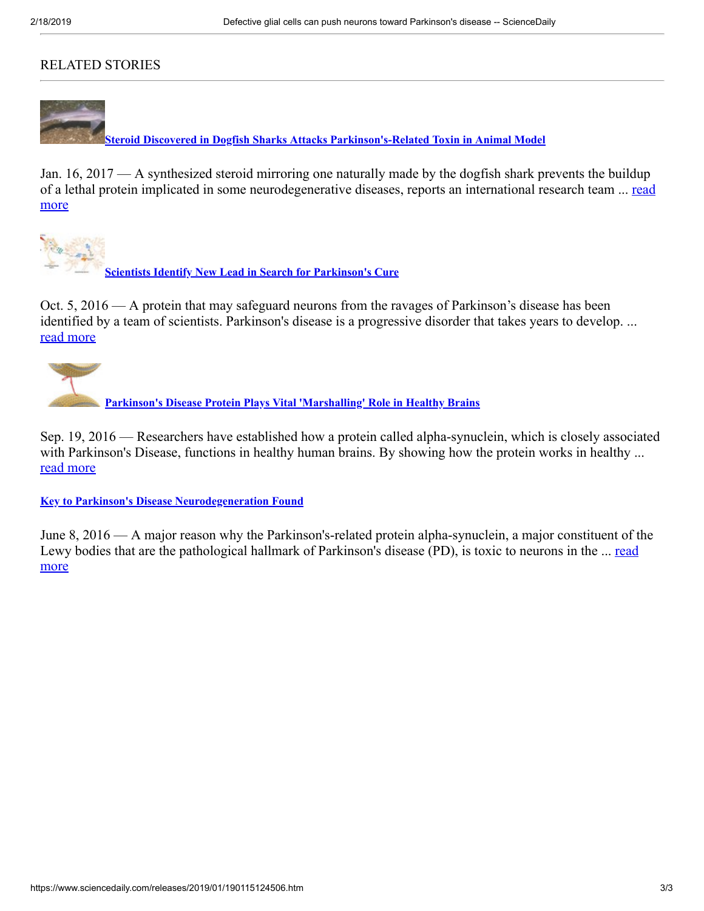## RELATED STORIES

**[Steroid Discovered in Dogfish Sharks Attacks Parkinson's-Related Toxin in Animal Model]**

Jan. 16, 2017 — A synthesized steroid mirroring one naturally made by the dogfish shark prevents the buildup of a lethal protein implicated in some neurodegenerative diseases, reports an international research team ... read more

**[Scientists Identify New Lead in Search for Parkinson's Cure]**

Oct. 5, 2016 — A protein that may safeguard neurons from the ravages of Parkinson's disease has been identified by a team of scientists. Parkinson's disease is a progressive disorder that takes years to develop. ... read more

**[Parkinson's Disease Protein Plays Vital 'Marshalling' Role in Healthy Brains]**

Sep. 19, 2016 — Researchers have established how a protein called alpha-synuclein, which is closely associated with Parkinson's Disease, functions in healthy human brains. By showing how the protein works in healthy ... read more

**[Key to Parkinson's Disease Neurodegeneration Found]**

June 8, 2016 — A major reason why the Parkinson's-related protein alpha-synuclein, a major constituent of the Lewy bodies that are the pathological hallmark of Parkinson's disease (PD), is toxic to neurons in the ... read more